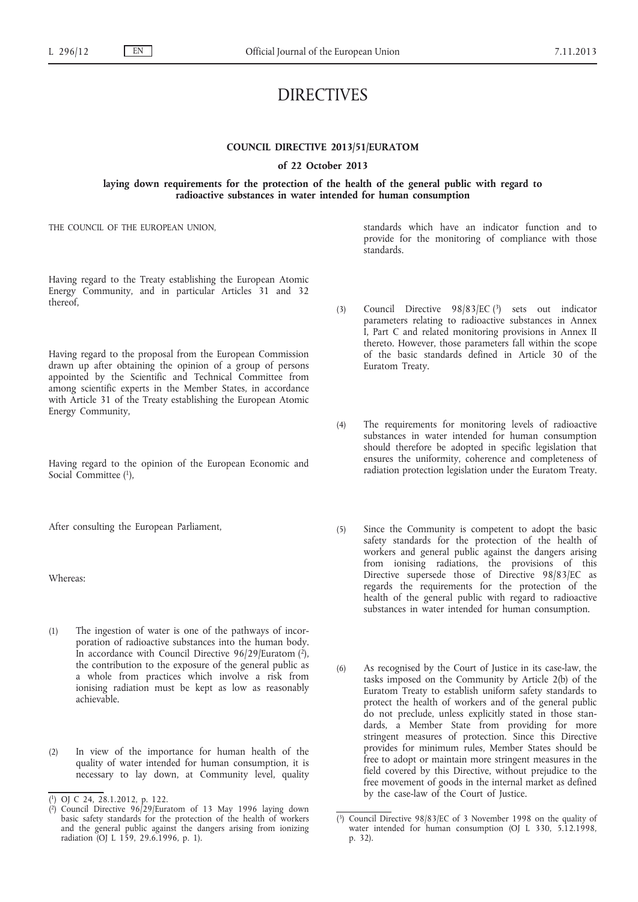# DIRECTIVES

## COUNCIL DIRECTIVE 2013/51/EURATOM

### of 22 October 2013

### laying down requirements for the protection of the health of the general public with regard to radioactive substances in water intended for human consumption

THE COUNCIL OF THE EUROPEAN UNION,

Having regard to the Treaty establishing the European Atomic Energy Community, and in particular Articles 31 and 32 thereof,

Having regard to the proposal from the European Commission drawn up after obtaining the opinion of a group of persons appointed by the Scientific and Technical Committee from among scientific experts in the Member States, in accordance with Article 31 of the Treaty establishing the European Atomic Energy Community,

Having regard to the opinion of the European Economic and Social Committee [1],

After consulting the European Parliament,

Whereas:

(1) The ingestion of water is one of the pathways of incorporation of radioactive substances into the human body. In accordance with Council Directive 96/29/Euratom [2], the contribution to the exposure of the general public as a whole from practices which involve a risk from ionising radiation must be kept as low as reasonably achievable.

(2) In view of the importance for human health of the quality of water intended for human consumption, it is necessary to lay down, at Community level, quality standards which have an indicator function and to provide for the monitoring of compliance with those standards.

(3) Council Directive 98/83/EC [3] sets out indicator parameters relating to radioactive substances in Annex I, Part C and related monitoring provisions in Annex II thereto. However, those parameters fall within the scope of the basic standards defined in Article 30 of the Euratom Treaty.

(4) The requirements for monitoring levels of radioactive substances in water intended for human consumption should therefore be adopted in specific legislation that ensures the uniformity, coherence and completeness of radiation protection legislation under the Euratom Treaty.

(5) Since the Community is competent to adopt the basic safety standards for the protection of the health of workers and general public against the dangers arising from ionising radiations, the provisions of this Directive supersede those of Directive 98/83/EC as regards the requirements for the protection of the health of the general public with regard to radioactive substances in water intended for human consumption.

(6) As recognised by the Court of Justice in its case-law, the tasks imposed on the Community by Article 2(b) of the Euratom Treaty to establish uniform safety standards to protect the health of workers and of the general public do not preclude, unless explicitly stated in those standards, a Member State from providing for more stringent measures of protection. Since this Directive provides for minimum rules, Member States should be free to adopt or maintain more stringent measures in the field covered by this Directive, without prejudice to the free movement of goods in the internal market as defined by the case-law of the Court of Justice.

---

[1] OJ C 24, 28.1.2012, p. 122.

[2] Council Directive 96/29/Euratom of 13 May 1996 laying down basic safety standards for the protection of the health of workers and the general public against the dangers arising from ionizing radiation (OJ L 159, 29.6.1996, p. 1).

[3] Council Directive 98/83/EC of 3 November 1998 on the quality of water intended for human consumption (OJ L 330, 5.12.1998, p. 32).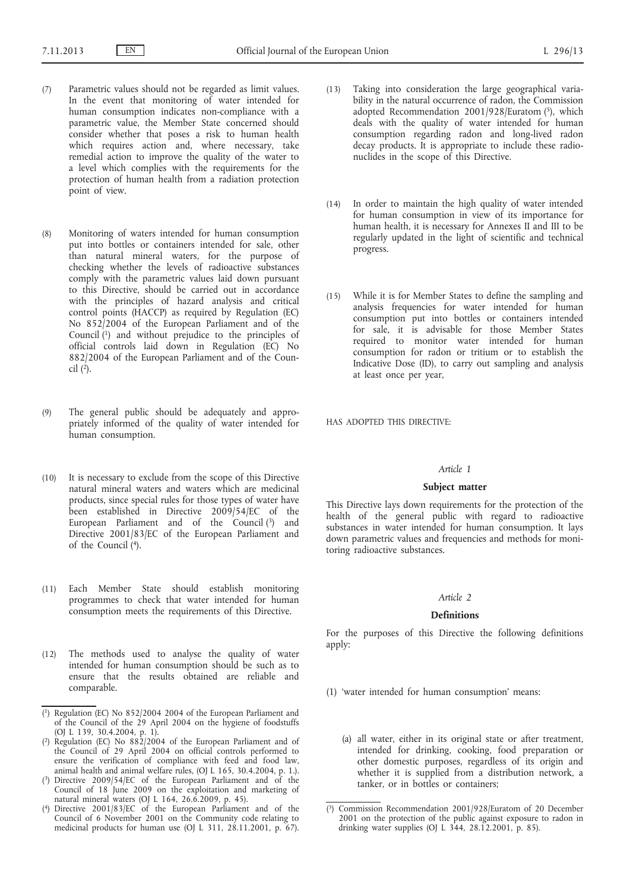(7) Parametric values should not be regarded as limit values. In the event that monitoring of water intended for human consumption indicates non-compliance with a parametric value, the Member State concerned should consider whether that poses a risk to human health which requires action and, where necessary, take remedial action to improve the quality of the water to a level which complies with the requirements for the protection of human health from a radiation protection point of view.

(8) Monitoring of waters intended for human consumption put into bottles or containers intended for sale, other than natural mineral waters, for the purpose of checking whether the levels of radioactive substances comply with the parametric values laid down pursuant to this Directive, should be carried out in accordance with the principles of hazard analysis and critical control points (HACCP) as required by Regulation (EC) No 852/2004 of the European Parliament and of the Council [1] and without prejudice to the principles of official controls laid down in Regulation (EC) No 882/2004 of the European Parliament and of the Council [2].

(9) The general public should be adequately and appropriately informed of the quality of water intended for human consumption.

(10) It is necessary to exclude from the scope of this Directive natural mineral waters and waters which are medicinal products, since special rules for those types of water have been established in Directive 2009/54/EC of the European Parliament and of the Council [3] and Directive 2001/83/EC of the European Parliament and of the Council [4].

(11) Each Member State should establish monitoring programmes to check that water intended for human consumption meets the requirements of this Directive.

(12) The methods used to analyse the quality of water intended for human consumption should be such as to ensure that the results obtained are reliable and comparable.

(13) Taking into consideration the large geographical variability in the natural occurrence of radon, the Commission adopted Recommendation 2001/928/Euratom [5], which deals with the quality of water intended for human consumption regarding radon and long-lived radon decay products. It is appropriate to include these radionuclides in the scope of this Directive.

(14) In order to maintain the high quality of water intended for human consumption in view of its importance for human health, it is necessary for Annexes II and III to be regularly updated in the light of scientific and technical progress.

(15) While it is for Member States to define the sampling and analysis frequencies for water intended for human consumption put into bottles or containers intended for sale, it is advisable for those Member States required to monitor water intended for human consumption for radon or tritium or to establish the Indicative Dose (ID), to carry out sampling and analysis at least once per year,

HAS ADOPTED THIS DIRECTIVE:

### *Article 1*

### **Subject matter**

This Directive lays down requirements for the protection of the health of the general public with regard to radioactive substances in water intended for human consumption. It lays down parametric values and frequencies and methods for monitoring radioactive substances.

### *Article 2*

### **Definitions**

For the purposes of this Directive the following definitions apply:

(1) 'water intended for human consumption' means:

(a) all water, either in its original state or after treatment, intended for drinking, cooking, food preparation or other domestic purposes, regardless of its origin and whether it is supplied from a distribution network, a tanker, or in bottles or containers;

---

[1] Regulation (EC) No 852/2004 2004 of the European Parliament and of the Council of the 29 April 2004 on the hygiene of foodstuffs (OJ L 139, 30.4.2004, p. 1).

[2] Regulation (EC) No 882/2004 of the European Parliament and of the Council of 29 April 2004 on official controls performed to ensure the verification of compliance with feed and food law, animal health and animal welfare rules, (OJ L 165, 30.4.2004, p. 1.).

[3] Directive 2009/54/EC of the European Parliament and of the Council of 18 June 2009 on the exploitation and marketing of natural mineral waters (OJ L 164, 26.6.2009, p. 45).

[4] Directive 2001/83/EC of the European Parliament and of the Council of 6 November 2001 on the Community code relating to medicinal products for human use (OJ L 311, 28.11.2001, p. 67).

[5] Commission Recommendation 2001/928/Euratom of 20 December 2001 on the protection of the public against exposure to radon in drinking water supplies (OJ L 344, 28.12.2001, p. 85).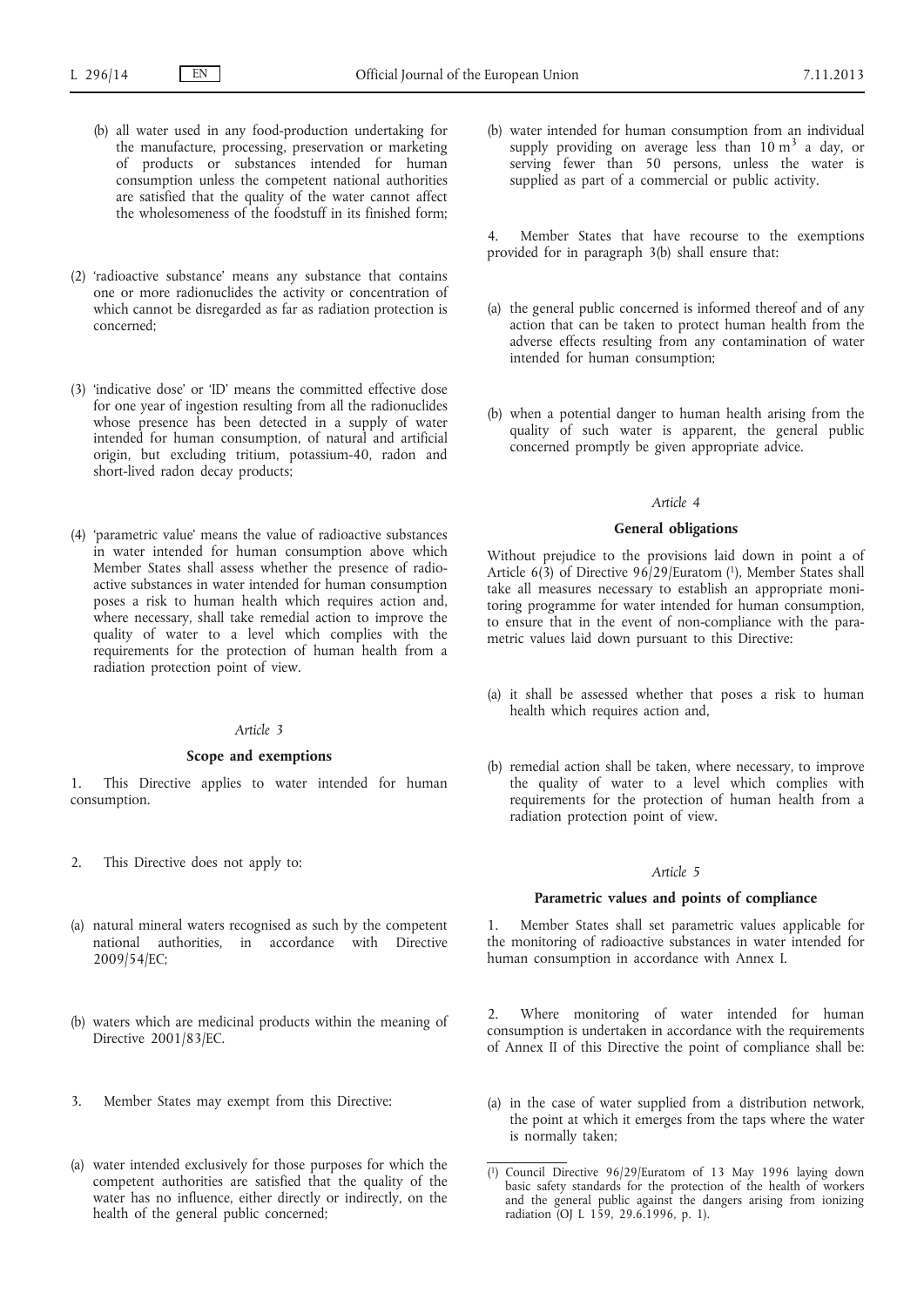(b) all water used in any food-production undertaking for the manufacture, processing, preservation or marketing of products or substances intended for human consumption unless the competent national authorities are satisfied that the quality of the water cannot affect the wholesomeness of the foodstuff in its finished form;

(2) 'radioactive substance' means any substance that contains one or more radionuclides the activity or concentration of which cannot be disregarded as far as radiation protection is concerned;

(3) 'indicative dose' or 'ID' means the committed effective dose for one year of ingestion resulting from all the radionuclides whose presence has been detected in a supply of water intended for human consumption, of natural and artificial origin, but excluding tritium, potassium-40, radon and short-lived radon decay products;

(4) 'parametric value' means the value of radioactive substances in water intended for human consumption above which Member States shall assess whether the presence of radioactive substances in water intended for human consumption poses a risk to human health which requires action and, where necessary, shall take remedial action to improve the quality of water to a level which complies with the requirements for the protection of human health from a radiation protection point of view.

*Article 3*

**Scope and exemptions**

1. This Directive applies to water intended for human consumption.

2. This Directive does not apply to:

(a) natural mineral waters recognised as such by the competent national authorities, in accordance with Directive 2009/54/EC;

(b) waters which are medicinal products within the meaning of Directive 2001/83/EC.

3. Member States may exempt from this Directive:

(a) water intended exclusively for those purposes for which the competent authorities are satisfied that the quality of the water has no influence, either directly or indirectly, on the health of the general public concerned;

(b) water intended for human consumption from an individual supply providing on average less than $10 \text{ m}^3$ a day, or serving fewer than 50 persons, unless the water is supplied as part of a commercial or public activity.

4. Member States that have recourse to the exemptions provided for in paragraph 3(b) shall ensure that:

(a) the general public concerned is informed thereof and of any action that can be taken to protect human health from the adverse effects resulting from any contamination of water intended for human consumption;

(b) when a potential danger to human health arising from the quality of such water is apparent, the general public concerned promptly be given appropriate advice.

*Article 4*

**General obligations**

Without prejudice to the provisions laid down in point a of Article 6(3) of Directive 96/29/Euratom [1], Member States shall take all measures necessary to establish an appropriate monitoring programme for water intended for human consumption, to ensure that in the event of non-compliance with the parametric values laid down pursuant to this Directive:

(a) it shall be assessed whether that poses a risk to human health which requires action and,

(b) remedial action shall be taken, where necessary, to improve the quality of water to a level which complies with requirements for the protection of human health from a radiation protection point of view.

*Article 5*

**Parametric values and points of compliance**

1. Member States shall set parametric values applicable for the monitoring of radioactive substances in water intended for human consumption in accordance with Annex I.

2. Where monitoring of water intended for human consumption is undertaken in accordance with the requirements of Annex II of this Directive the point of compliance shall be:

(a) in the case of water supplied from a distribution network, the point at which it emerges from the taps where the water is normally taken;

---

[1] Council Directive 96/29/Euratom of 13 May 1996 laying down basic safety standards for the protection of the health of workers and the general public against the dangers arising from ionizing radiation (OJ L 159, 29.6.1996, p. 1).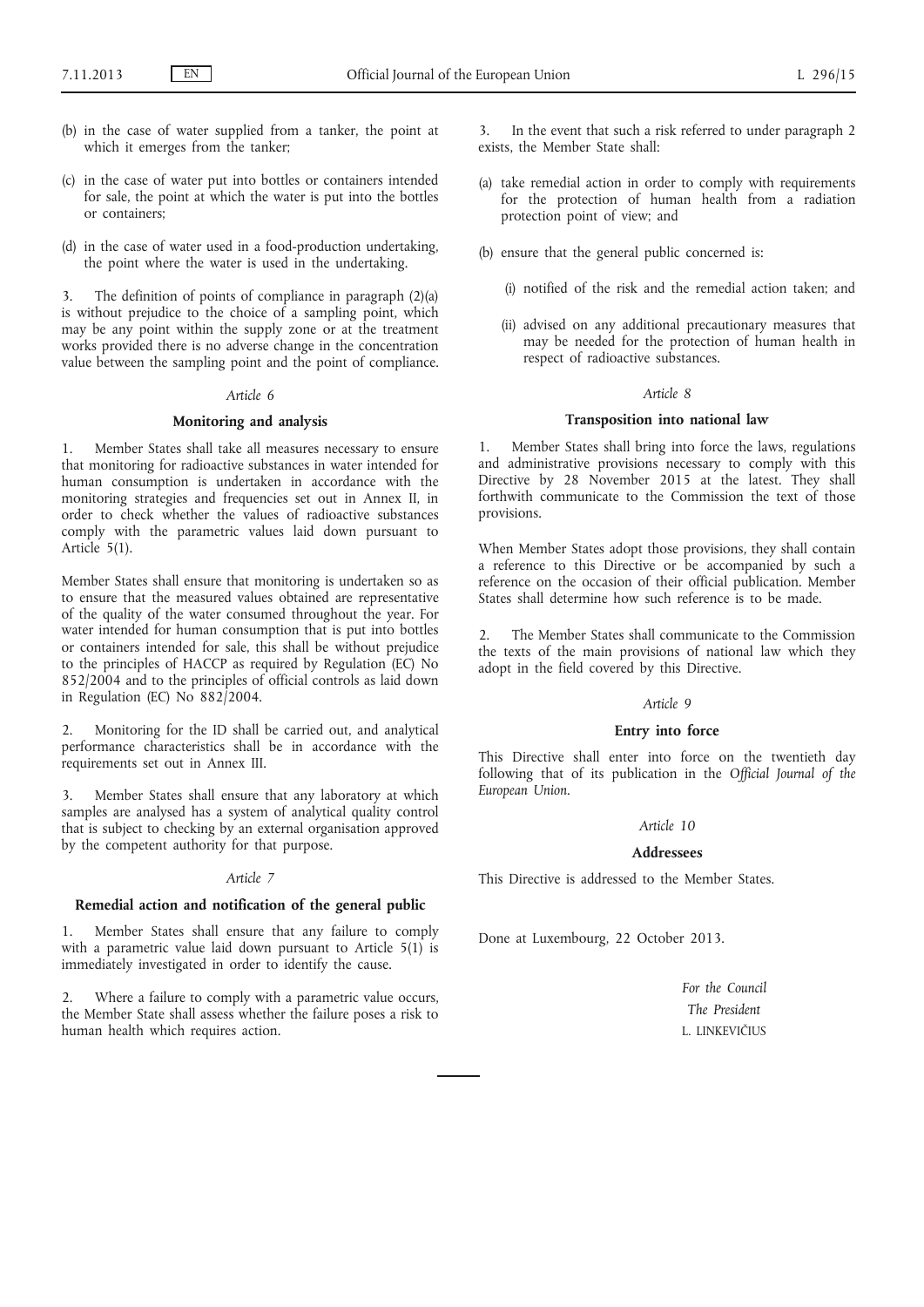(b) in the case of water supplied from a tanker, the point at which it emerges from the tanker;

(c) in the case of water put into bottles or containers intended for sale, the point at which the water is put into the bottles or containers;

(d) in the case of water used in a food-production undertaking, the point where the water is used in the undertaking.

3. The definition of points of compliance in paragraph (2)(a) is without prejudice to the choice of a sampling point, which may be any point within the supply zone or at the treatment works provided there is no adverse change in the concentration value between the sampling point and the point of compliance.

*Article 6*

**Monitoring and analysis**

1. Member States shall take all measures necessary to ensure that monitoring for radioactive substances in water intended for human consumption is undertaken in accordance with the monitoring strategies and frequencies set out in Annex II, in order to check whether the values of radioactive substances comply with the parametric values laid down pursuant to Article 5(1).

Member States shall ensure that monitoring is undertaken so as to ensure that the measured values obtained are representative of the quality of the water consumed throughout the year. For water intended for human consumption that is put into bottles or containers intended for sale, this shall be without prejudice to the principles of HACCP as required by Regulation (EC) No 852/2004 and to the principles of official controls as laid down in Regulation (EC) No 882/2004.

2. Monitoring for the ID shall be carried out, and analytical performance characteristics shall be in accordance with the requirements set out in Annex III.

3. Member States shall ensure that any laboratory at which samples are analysed has a system of analytical quality control that is subject to checking by an external organisation approved by the competent authority for that purpose.

*Article 7*

**Remedial action and notification of the general public**

1. Member States shall ensure that any failure to comply with a parametric value laid down pursuant to Article 5(1) is immediately investigated in order to identify the cause.

2. Where a failure to comply with a parametric value occurs, the Member State shall assess whether the failure poses a risk to human health which requires action.

3. In the event that such a risk referred to under paragraph 2 exists, the Member State shall:

(a) take remedial action in order to comply with requirements for the protection of human health from a radiation protection point of view; and

(b) ensure that the general public concerned is:

(i) notified of the risk and the remedial action taken; and

(ii) advised on any additional precautionary measures that may be needed for the protection of human health in respect of radioactive substances.

*Article 8*

**Transposition into national law**

1. Member States shall bring into force the laws, regulations and administrative provisions necessary to comply with this Directive by 28 November 2015 at the latest. They shall forthwith communicate to the Commission the text of those provisions.

When Member States adopt those provisions, they shall contain a reference to this Directive or be accompanied by such a reference on the occasion of their official publication. Member States shall determine how such reference is to be made.

2. The Member States shall communicate to the Commission the texts of the main provisions of national law which they adopt in the field covered by this Directive.

*Article 9*

**Entry into force**

This Directive shall enter into force on the twentieth day following that of its publication in the *Official Journal of the European Union*.

*Article 10*

**Addressees**

This Directive is addressed to the Member States.

Done at Luxembourg, 22 October 2013.

*For the Council*

*The President*

L. LINKEVIČIUS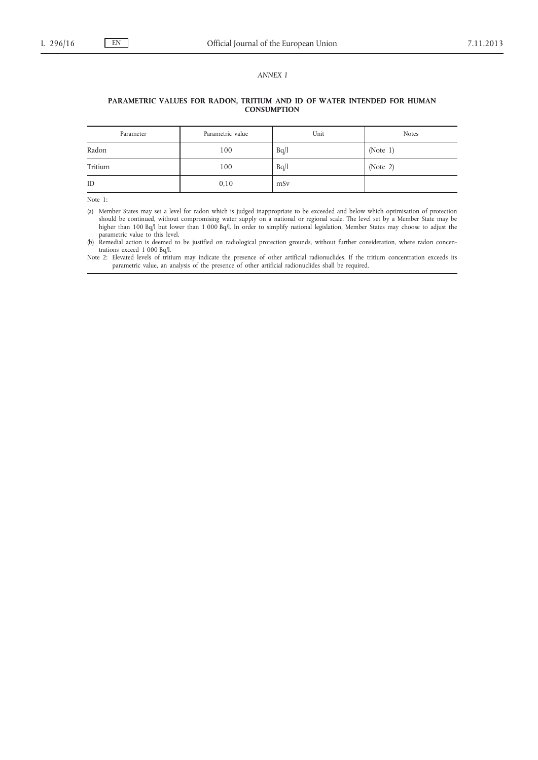*ANNEX I*

**PARAMETRIC VALUES FOR RADON, TRITIUM AND ID OF WATER INTENDED FOR HUMAN CONSUMPTION**

| Parameter | Parametric value | Unit | Notes |
|---|---|---|---|
| Radon | 100 | Bq/l | (Note 1) |
| Tritium | 100 | Bq/l | (Note 2) |
| ID | 0,10 | mSv | |

Note 1:

(a) Member States may set a level for radon which is judged inappropriate to be exceeded and below which optimisation of protection should be continued, without compromising water supply on a national or regional scale. The level set by a Member State may be higher than 100 Bq/l but lower than 1 000 Bq/l. In order to simplify national legislation, Member States may choose to adjust the parametric value to this level.

(b) Remedial action is deemed to be justified on radiological protection grounds, without further consideration, where radon concentrations exceed 1 000 Bq/l.

Note 2: Elevated levels of tritium may indicate the presence of other artificial radionuclides. If the tritium concentration exceeds its parametric value, an analysis of the presence of other artificial radionuclides shall be required.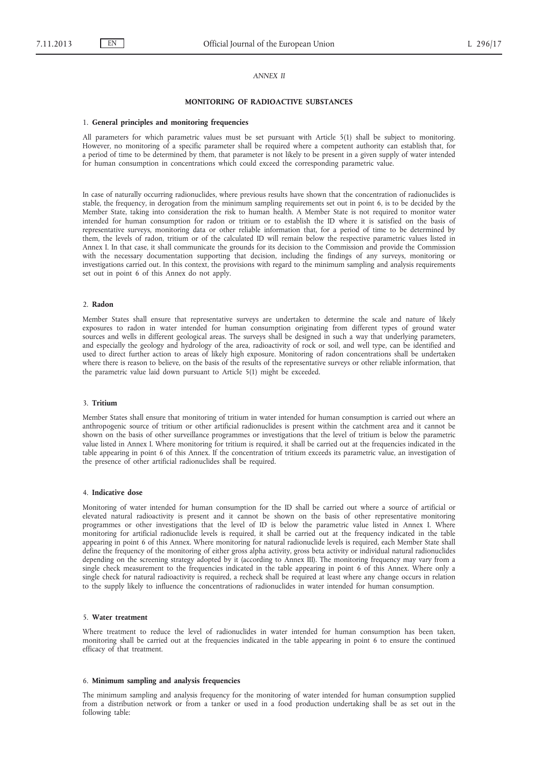*ANNEX II*

## MONITORING OF RADIOACTIVE SUBSTANCES

### 1. General principles and monitoring frequencies

All parameters for which parametric values must be set pursuant with Article 5(1) shall be subject to monitoring. However, no monitoring of a specific parameter shall be required where a competent authority can establish that, for a period of time to be determined by them, that parameter is not likely to be present in a given supply of water intended for human consumption in concentrations which could exceed the corresponding parametric value.

In case of naturally occurring radionuclides, where previous results have shown that the concentration of radionuclides is stable, the frequency, in derogation from the minimum sampling requirements set out in point 6, is to be decided by the Member State, taking into consideration the risk to human health. A Member State is not required to monitor water intended for human consumption for radon or tritium or to establish the ID where it is satisfied on the basis of representative surveys, monitoring data or other reliable information that, for a period of time to be determined by them, the levels of radon, tritium or of the calculated ID will remain below the respective parametric values listed in Annex I. In that case, it shall communicate the grounds for its decision to the Commission and provide the Commission with the necessary documentation supporting that decision, including the findings of any surveys, monitoring or investigations carried out. In this context, the provisions with regard to the minimum sampling and analysis requirements set out in point 6 of this Annex do not apply.

### 2. Radon

Member States shall ensure that representative surveys are undertaken to determine the scale and nature of likely exposures to radon in water intended for human consumption originating from different types of ground water sources and wells in different geological areas. The surveys shall be designed in such a way that underlying parameters, and especially the geology and hydrology of the area, radioactivity of rock or soil, and well type, can be identified and used to direct further action to areas of likely high exposure. Monitoring of radon concentrations shall be undertaken where there is reason to believe, on the basis of the results of the representative surveys or other reliable information, that the parametric value laid down pursuant to Article 5(1) might be exceeded.

### 3. Tritium

Member States shall ensure that monitoring of tritium in water intended for human consumption is carried out where an anthropogenic source of tritium or other artificial radionuclides is present within the catchment area and it cannot be shown on the basis of other surveillance programmes or investigations that the level of tritium is below the parametric value listed in Annex I. Where monitoring for tritium is required, it shall be carried out at the frequencies indicated in the table appearing in point 6 of this Annex. If the concentration of tritium exceeds its parametric value, an investigation of the presence of other artificial radionuclides shall be required.

### 4. Indicative dose

Monitoring of water intended for human consumption for the ID shall be carried out where a source of artificial or elevated natural radioactivity is present and it cannot be shown on the basis of other representative monitoring programmes or other investigations that the level of ID is below the parametric value listed in Annex I. Where monitoring for artificial radionuclide levels is required, it shall be carried out at the frequency indicated in the table appearing in point 6 of this Annex. Where monitoring for natural radionuclide levels is required, each Member State shall define the frequency of the monitoring of either gross alpha activity, gross beta activity or individual natural radionuclides depending on the screening strategy adopted by it (according to Annex III). The monitoring frequency may vary from a single check measurement to the frequencies indicated in the table appearing in point 6 of this Annex. Where only a single check for natural radioactivity is required, a recheck shall be required at least where any change occurs in relation to the supply likely to influence the concentrations of radionuclides in water intended for human consumption.

### 5. Water treatment

Where treatment to reduce the level of radionuclides in water intended for human consumption has been taken, monitoring shall be carried out at the frequencies indicated in the table appearing in point 6 to ensure the continued efficacy of that treatment.

### 6. Minimum sampling and analysis frequencies

The minimum sampling and analysis frequency for the monitoring of water intended for human consumption supplied from a distribution network or from a tanker or used in a food production undertaking shall be as set out in the following table: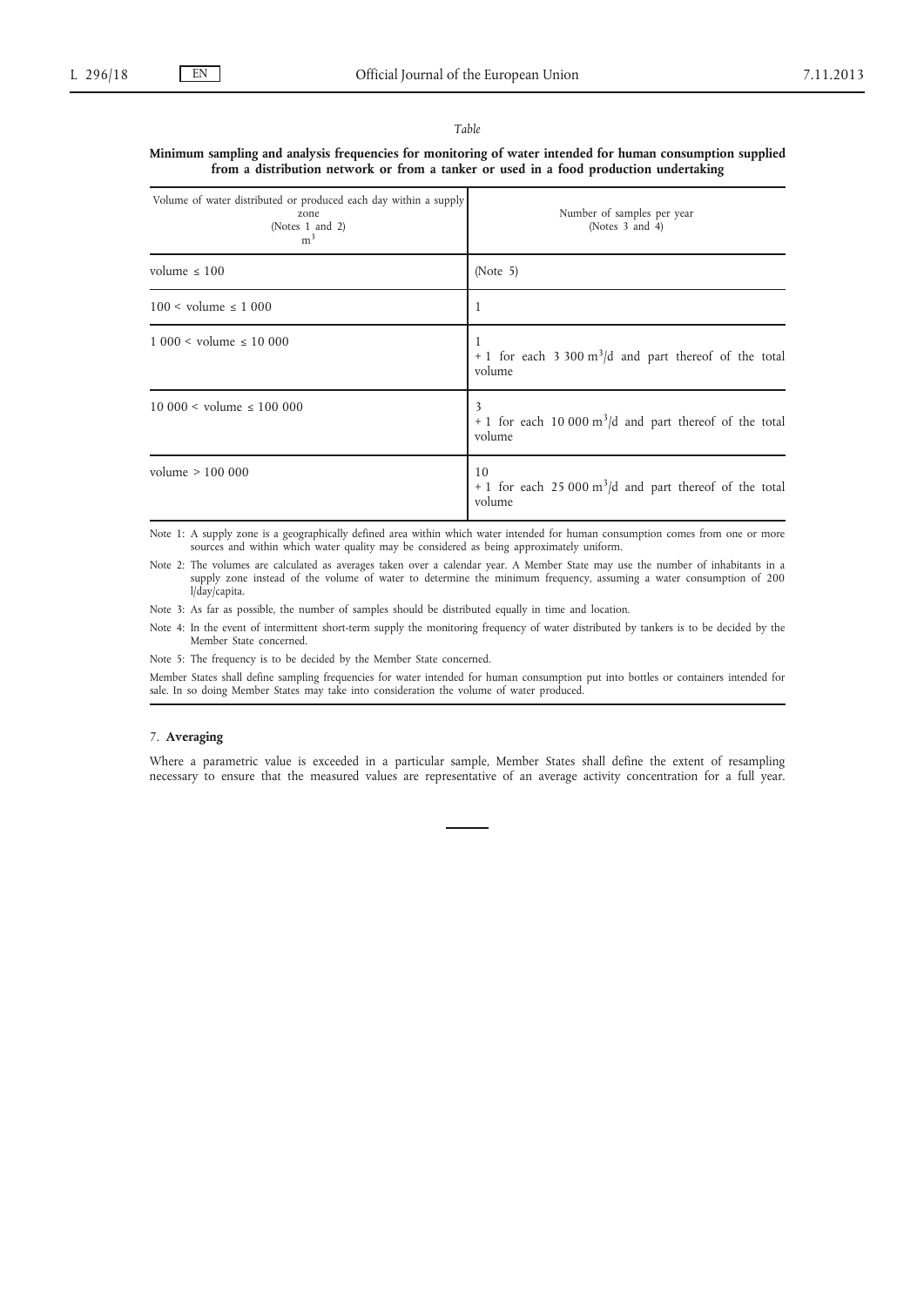*Table*

**Minimum sampling and analysis frequencies for monitoring of water intended for human consumption supplied from a distribution network or from a tanker or used in a food production undertaking**

| Volume of water distributed or produced each day within a supply zone (Notes 1 and 2) $m^3$ | Number of samples per year (Notes 3 and 4) |
|---|---|
| volume ≤ 100 | (Note 5) |
| 100 < volume ≤ 1 000 | 1 |
| 1 000 < volume ≤ 10 000 | 1 + 1 for each 3 300 $m^3$/d and part thereof of the total volume |
| 10 000 < volume ≤ 100 000 | 3 + 1 for each 10 000 $m^3$/d and part thereof of the total volume |
| volume > 100 000 | 10 + 1 for each 25 000 $m^3$/d and part thereof of the total volume |

Note 1: A supply zone is a geographically defined area within which water intended for human consumption comes from one or more sources and within which water quality may be considered as being approximately uniform.

Note 2: The volumes are calculated as averages taken over a calendar year. A Member State may use the number of inhabitants in a supply zone instead of the volume of water to determine the minimum frequency, assuming a water consumption of 200 l/day/capita.

Note 3: As far as possible, the number of samples should be distributed equally in time and location.

Note 4: In the event of intermittent short-term supply the monitoring frequency of water distributed by tankers is to be decided by the Member State concerned.

Note 5: The frequency is to be decided by the Member State concerned.

Member States shall define sampling frequencies for water intended for human consumption put into bottles or containers intended for sale. In so doing Member States may take into consideration the volume of water produced.

7. **Averaging**

Where a parametric value is exceeded in a particular sample, Member States shall define the extent of resampling necessary to ensure that the measured values are representative of an average activity concentration for a full year.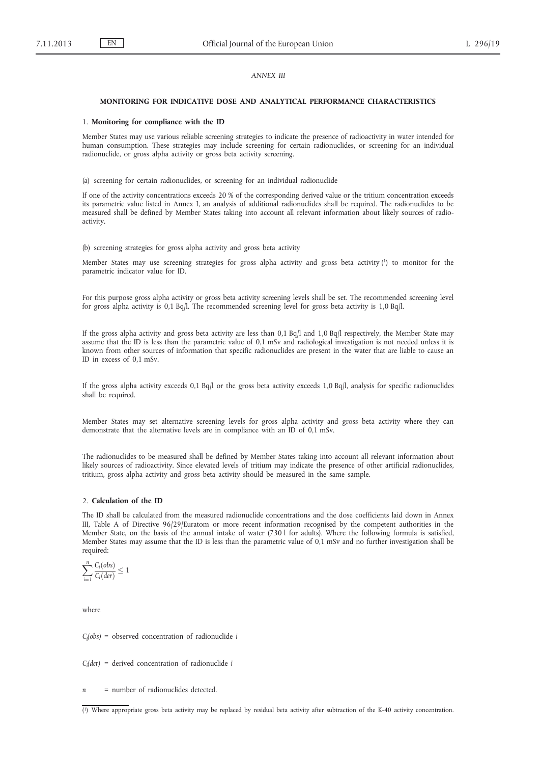*ANNEX III*

## MONITORING FOR INDICATIVE DOSE AND ANALYTICAL PERFORMANCE CHARACTERISTICS

### 1. **Monitoring for compliance with the ID**

Member States may use various reliable screening strategies to indicate the presence of radioactivity in water intended for human consumption. These strategies may include screening for certain radionuclides, or screening for an individual radionuclide, or gross alpha activity or gross beta activity screening.

(a) screening for certain radionuclides, or screening for an individual radionuclide

If one of the activity concentrations exceeds 20 % of the corresponding derived value or the tritium concentration exceeds its parametric value listed in Annex I, an analysis of additional radionuclides shall be required. The radionuclides to be measured shall be defined by Member States taking into account all relevant information about likely sources of radioactivity.

(b) screening strategies for gross alpha activity and gross beta activity

Member States may use screening strategies for gross alpha activity and gross beta activity [1] to monitor for the parametric indicator value for ID.

For this purpose gross alpha activity or gross beta activity screening levels shall be set. The recommended screening level for gross alpha activity is 0,1 Bq/l. The recommended screening level for gross beta activity is 1,0 Bq/l.

If the gross alpha activity and gross beta activity are less than 0,1 Bq/l and 1,0 Bq/l respectively, the Member State may assume that the ID is less than the parametric value of 0,1 mSv and radiological investigation is not needed unless it is known from other sources of information that specific radionuclides are present in the water that are liable to cause an ID in excess of 0,1 mSv.

If the gross alpha activity exceeds 0,1 Bq/l or the gross beta activity exceeds 1,0 Bq/l, analysis for specific radionuclides shall be required.

Member States may set alternative screening levels for gross alpha activity and gross beta activity where they can demonstrate that the alternative levels are in compliance with an ID of 0,1 mSv.

The radionuclides to be measured shall be defined by Member States taking into account all relevant information about likely sources of radioactivity. Since elevated levels of tritium may indicate the presence of other artificial radionuclides, tritium, gross alpha activity and gross beta activity should be measured in the same sample.

### 2. **Calculation of the ID**

The ID shall be calculated from the measured radionuclide concentrations and the dose coefficients laid down in Annex III, Table A of Directive 96/29/Euratom or more recent information recognised by the competent authorities in the Member State, on the basis of the annual intake of water (730 l for adults). Where the following formula is satisfied, Member States may assume that the ID is less than the parametric value of 0,1 mSv and no further investigation shall be required:

$$\sum_{i=1}^{n} \frac{C_i(obs)}{C_i(der)} \leq 1$$

where

$C_i(obs)$ = observed concentration of radionuclide $i$

$C_i(der)$ = derived concentration of radionuclide $i$

$n$ = number of radionuclides detected.

---

[1] Where appropriate gross beta activity may be replaced by residual beta activity after subtraction of the K-40 activity concentration.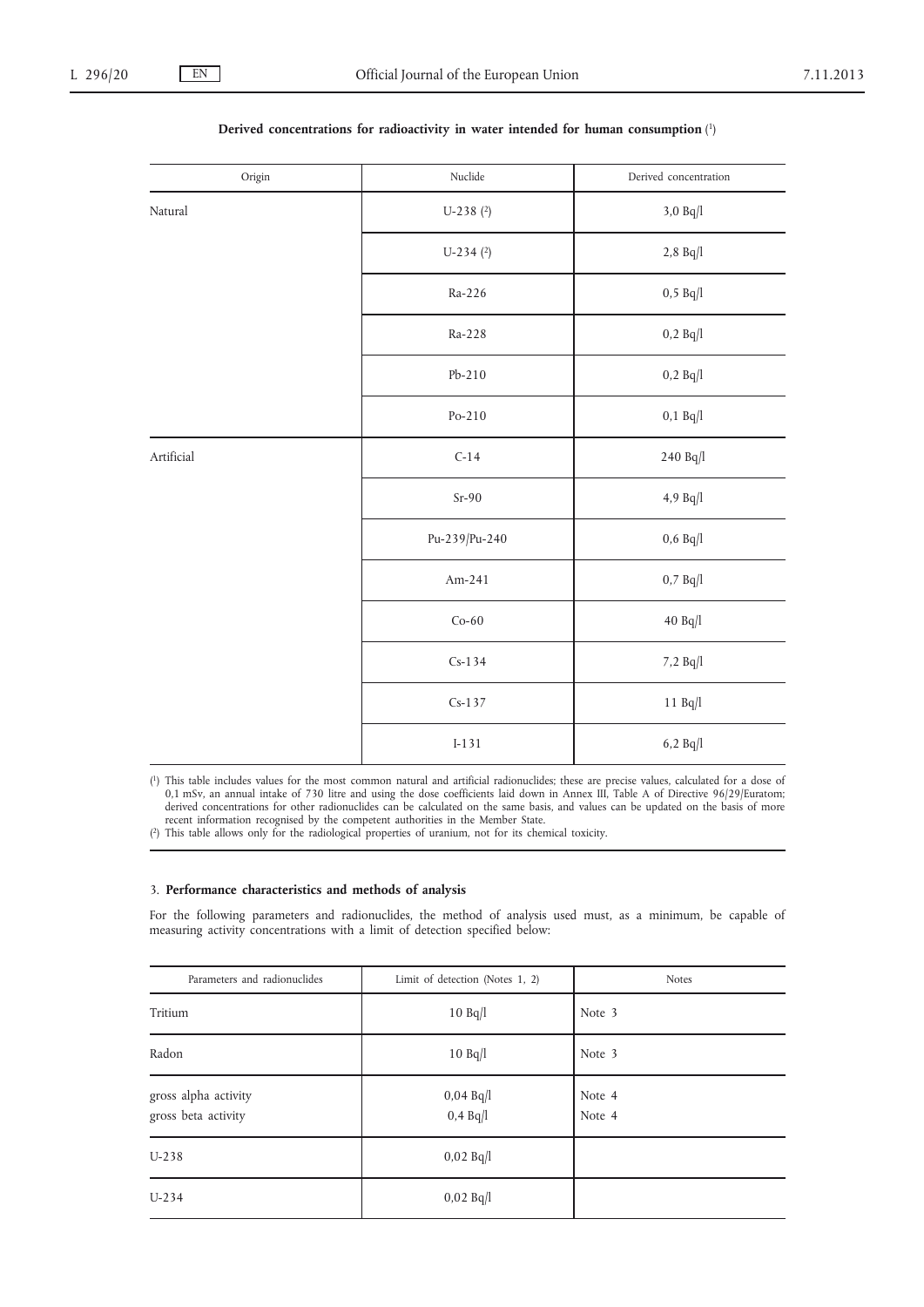**Derived concentrations for radioactivity in water intended for human consumption** ([1])

| Origin | Nuclide | Derived concentration |
|---|---|---|
| Natural | U-238 ([2]) | 3,0 Bq/l |
| | U-234 ([2]) | 2,8 Bq/l |
| | Ra-226 | 0,5 Bq/l |
| | Ra-228 | 0,2 Bq/l |
| | Pb-210 | 0,2 Bq/l |
| | Po-210 | 0,1 Bq/l |
| Artificial | C-14 | 240 Bq/l |
| | Sr-90 | 4,9 Bq/l |
| | Pu-239/Pu-240 | 0,6 Bq/l |
| | Am-241 | 0,7 Bq/l |
| | Co-60 | 40 Bq/l |
| | Cs-134 | 7,2 Bq/l |
| | Cs-137 | 11 Bq/l |
| | I-131 | 6,2 Bq/l |

([1]) This table includes values for the most common natural and artificial radionuclides; these are precise values, calculated for a dose of 0,1 mSv, an annual intake of 730 litre and using the dose coefficients laid down in Annex III, Table A of Directive 96/29/Euratom; derived concentrations for other radionuclides can be calculated on the same basis, and values can be updated on the basis of more recent information recognised by the competent authorities in the Member State.

([2]) This table allows only for the radiological properties of uranium, not for its chemical toxicity.

3. **Performance characteristics and methods of analysis**

For the following parameters and radionuclides, the method of analysis used must, as a minimum, be capable of measuring activity concentrations with a limit of detection specified below:

| Parameters and radionuclides | Limit of detection (Notes 1, 2) | Notes |
|---|---|---|
| Tritium | 10 Bq/l | Note 3 |
| Radon | 10 Bq/l | Note 3 |
| gross alpha activity<br>gross beta activity | 0,04 Bq/l<br>0,4 Bq/l | Note 4<br>Note 4 |
| U-238 | 0,02 Bq/l | |
| U-234 | 0,02 Bq/l | |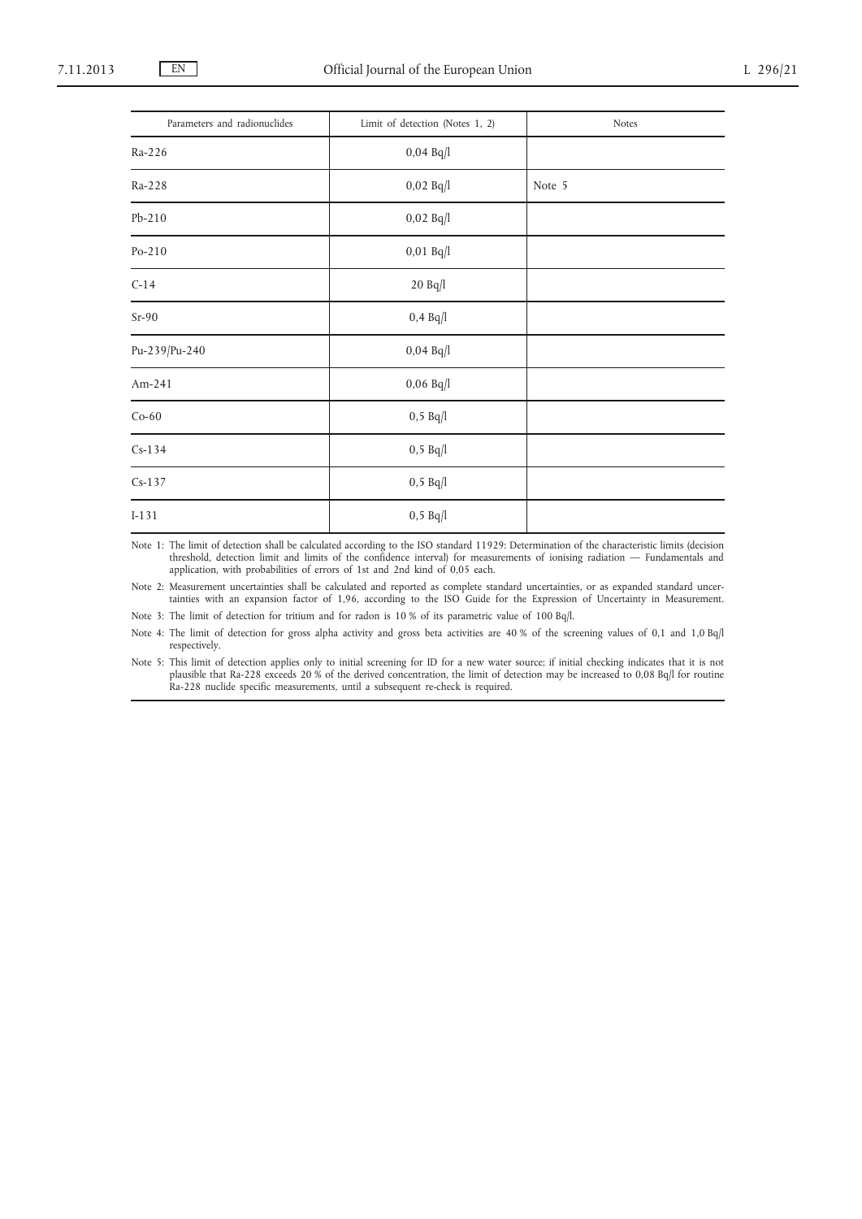| Parameters and radionuclides | Limit of detection (Notes 1, 2) | Notes |
|---|---|---|
| Ra-226 | 0,04 Bq/l | |
| Ra-228 | 0,02 Bq/l | Note 5 |
| Pb-210 | 0,02 Bq/l | |
| Po-210 | 0,01 Bq/l | |
| C-14 | 20 Bq/l | |
| Sr-90 | 0,4 Bq/l | |
| Pu-239/Pu-240 | 0,04 Bq/l | |
| Am-241 | 0,06 Bq/l | |
| Co-60 | 0,5 Bq/l | |
| Cs-134 | 0,5 Bq/l | |
| Cs-137 | 0,5 Bq/l | |
| I-131 | 0,5 Bq/l | |

Note 1: The limit of detection shall be calculated according to the ISO standard 11929: Determination of the characteristic limits (decision threshold, detection limit and limits of the confidence interval) for measurements of ionising radiation — Fundamentals and application, with probabilities of errors of 1st and 2nd kind of 0,05 each.

Note 2: Measurement uncertainties shall be calculated and reported as complete standard uncertainties, or as expanded standard uncertainties with an expansion factor of 1,96, according to the ISO Guide for the Expression of Uncertainty in Measurement.

Note 3: The limit of detection for tritium and for radon is 10 % of its parametric value of 100 Bq/l.

Note 4: The limit of detection for gross alpha activity and gross beta activities are 40 % of the screening values of 0,1 and 1,0 Bq/l respectively.

Note 5: This limit of detection applies only to initial screening for ID for a new water source; if initial checking indicates that it is not plausible that Ra-228 exceeds 20 % of the derived concentration, the limit of detection may be increased to 0,08 Bq/l for routine Ra-228 nuclide specific measurements, until a subsequent re-check is required.